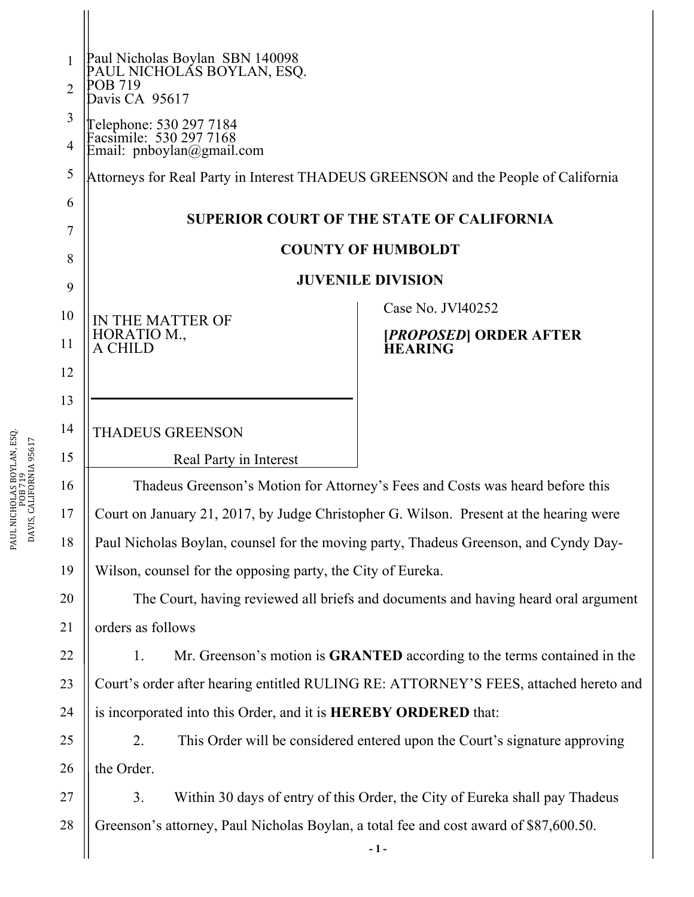Paul Nicholas Boylan SBN 140098
PAUL NICHOLAS BOYLAN, ESQ.
POB 719
Davis CA 95617

Telephone: 530 297 7184
Facsimile: 530 297 7168
Email: pnboylan@gmail.com

Attorneys for Real Party in Interest THADEUS GREENSON and the People of California

**SUPERIOR COURT OF THE STATE OF CALIFORNIA**

**COUNTY OF HUMBOLDT**

**JUVENILE DIVISION**

| | |
|---|---|
| IN THE MATTER OF<br>HORATIO M.,<br>A CHILD<br><br>THADEUS GREENSON<br>Real Party in Interest | Case No. JVl40252<br><br>**[*PROPOSED*] ORDER AFTER HEARING** |

Thadeus Greenson's Motion for Attorney's Fees and Costs was heard before this Court on January 21, 2017, by Judge Christopher G. Wilson. Present at the hearing were Paul Nicholas Boylan, counsel for the moving party, Thadeus Greenson, and Cyndy Day-Wilson, counsel for the opposing party, the City of Eureka.

The Court, having reviewed all briefs and documents and having heard oral argument orders as follows

1. Mr. Greenson's motion is **GRANTED** according to the terms contained in the Court's order after hearing entitled RULING RE: ATTORNEY'S FEES, attached hereto and is incorporated into this Order, and it is **HEREBY ORDERED** that:

2. This Order will be considered entered upon the Court's signature approving the Order.

3. Within 30 days of entry of this Order, the City of Eureka shall pay Thadeus Greenson's attorney, Paul Nicholas Boylan, a total fee and cost award of $87,600.50.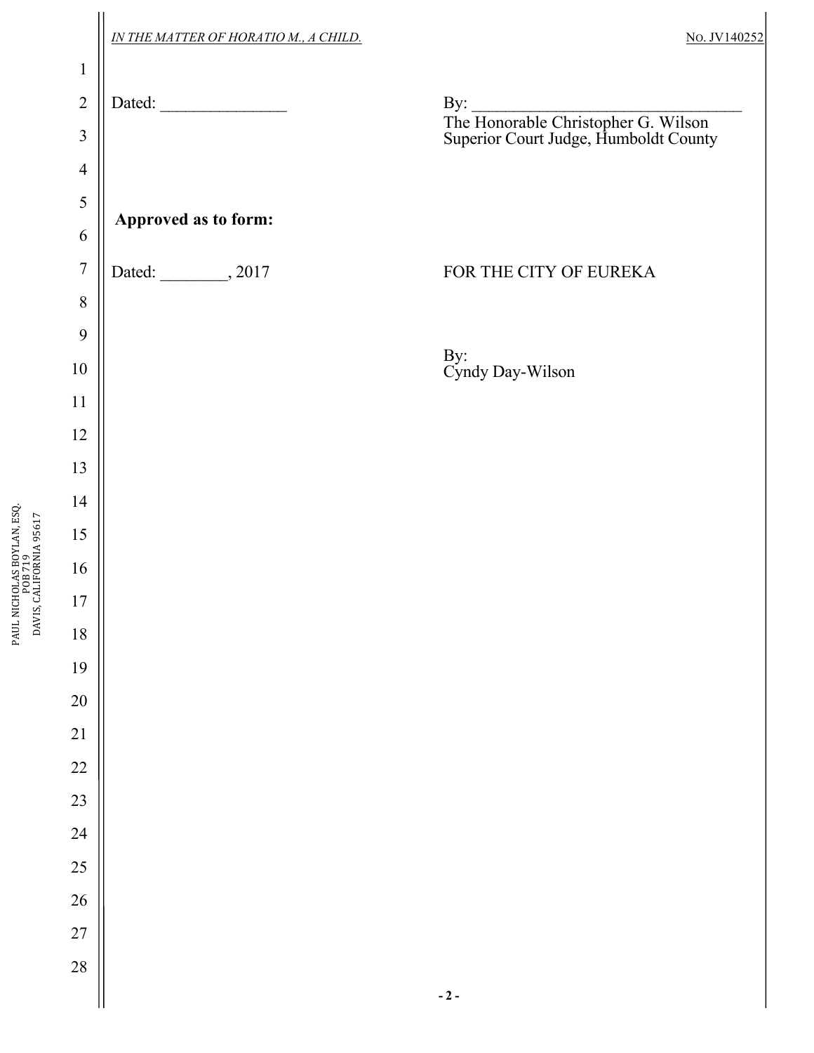Dated: ______________ By: ________________________________

The Honorable Christopher G. Wilson
Superior Court Judge, Humboldt County

**Approved as to form:**

Dated: ________, 2017 FOR THE CITY OF EUREKA

By:
Cyndy Day-Wilson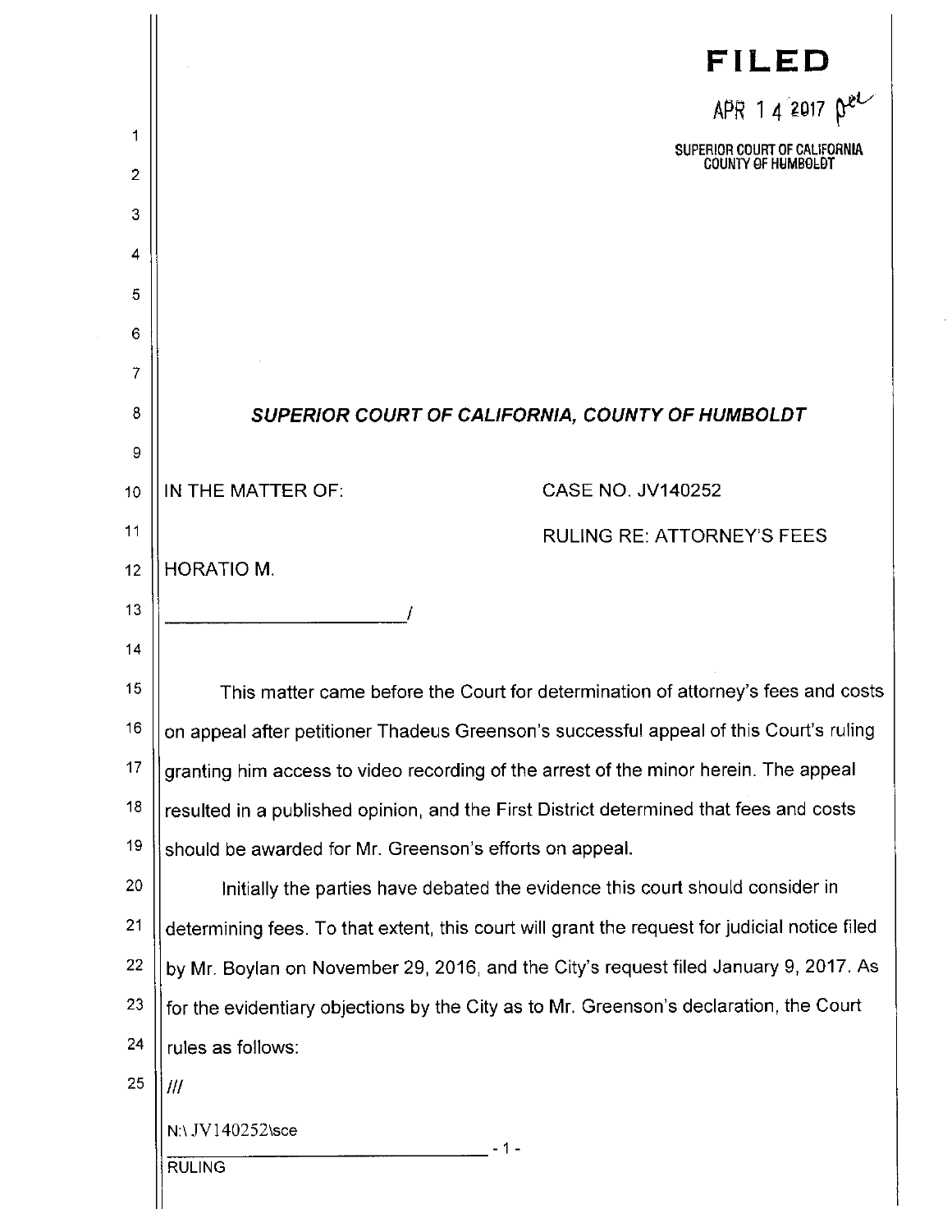**FILED**

APR 14 2017

SUPERIOR COURT OF CALIFORNIA
COUNTY OF HUMBOLDT

## *SUPERIOR COURT OF CALIFORNIA, COUNTY OF HUMBOLDT*

IN THE MATTER OF:

HORATIO M.

_______________________/

CASE NO. JV140252

RULING RE: ATTORNEY'S FEES

This matter came before the Court for determination of attorney's fees and costs on appeal after petitioner Thadeus Greenson's successful appeal of this Court's ruling granting him access to video recording of the arrest of the minor herein. The appeal resulted in a published opinion, and the First District determined that fees and costs should be awarded for Mr. Greenson's efforts on appeal.

Initially the parties have debated the evidence this court should consider in determining fees. To that extent, this court will grant the request for judicial notice filed by Mr. Boylan on November 29, 2016, and the City's request filed January 9, 2017. As for the evidentiary objections by the City as to Mr. Greenson's declaration, the Court rules as follows:

///

N:\ JV140252\sce

RULING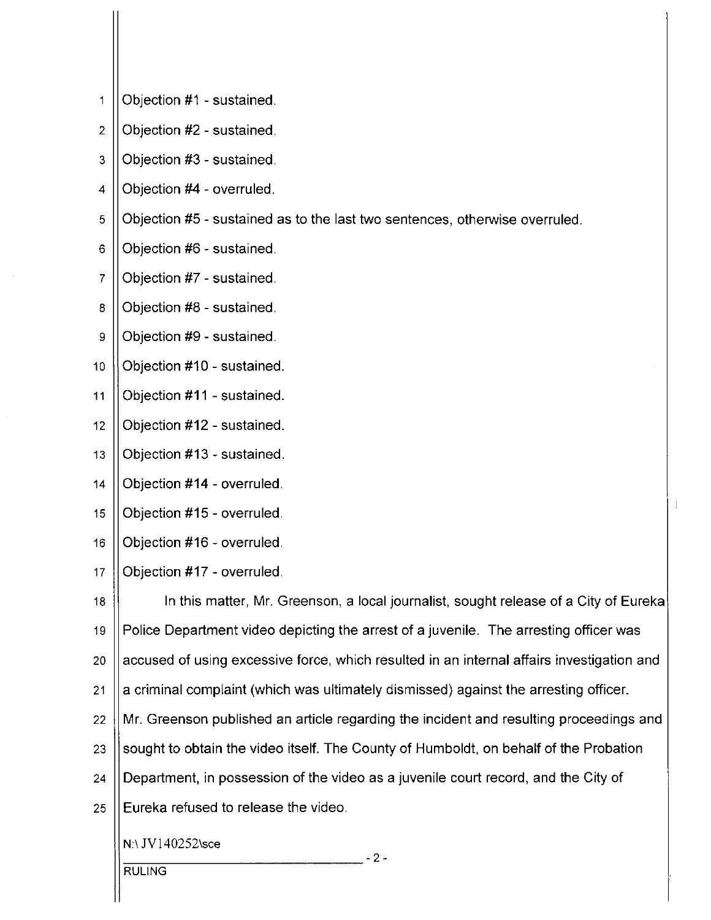Objection #1 - sustained.

Objection #2 - sustained.

Objection #3 - sustained.

Objection #4 - overruled.

Objection #5 - sustained as to the last two sentences, otherwise overruled.

Objection #6 - sustained.

Objection #7 - sustained.

Objection #8 - sustained.

Objection #9 - sustained.

Objection #10 - sustained.

Objection #11 - sustained.

Objection #12 - sustained.

Objection #13 - sustained.

Objection #14 - overruled.

Objection #15 - overruled.

Objection #16 - overruled.

Objection #17 - overruled.

In this matter, Mr. Greenson, a local journalist, sought release of a City of Eureka Police Department video depicting the arrest of a juvenile. The arresting officer was accused of using excessive force, which resulted in an internal affairs investigation and a criminal complaint (which was ultimately dismissed) against the arresting officer. Mr. Greenson published an article regarding the incident and resulting proceedings and sought to obtain the video itself. The County of Humboldt, on behalf of the Probation Department, in possession of the video as a juvenile court record, and the City of Eureka refused to release the video.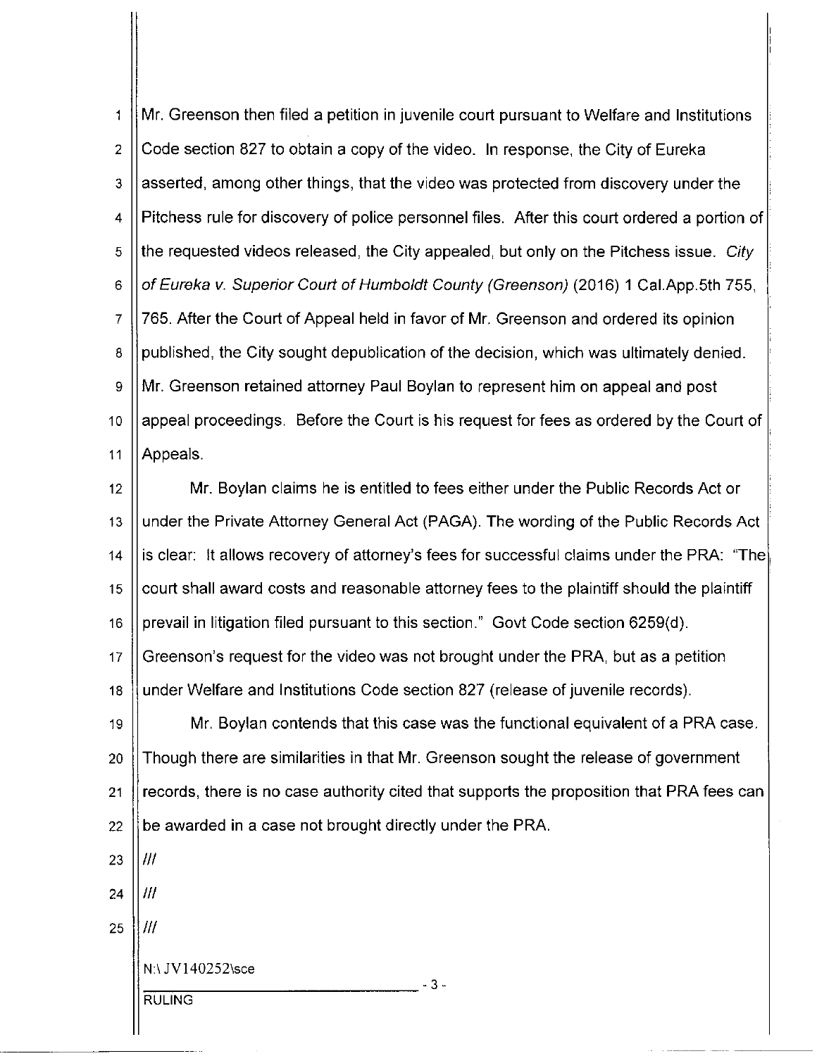Mr. Greenson then filed a petition in juvenile court pursuant to Welfare and Institutions Code section 827 to obtain a copy of the video. In response, the City of Eureka asserted, among other things, that the video was protected from discovery under the Pitchess rule for discovery of police personnel files. After this court ordered a portion of the requested videos released, the City appealed, but only on the Pitchess issue. *City of Eureka v. Superior Court of Humboldt County (Greenson)* (2016) 1 Cal.App.5th 755, 765. After the Court of Appeal held in favor of Mr. Greenson and ordered its opinion published, the City sought depublication of the decision, which was ultimately denied. Mr. Greenson retained attorney Paul Boylan to represent him on appeal and post appeal proceedings. Before the Court is his request for fees as ordered by the Court of Appeals.

Mr. Boylan claims he is entitled to fees either under the Public Records Act or under the Private Attorney General Act (PAGA). The wording of the Public Records Act is clear: It allows recovery of attorney's fees for successful claims under the PRA: "The court shall award costs and reasonable attorney fees to the plaintiff should the plaintiff prevail in litigation filed pursuant to this section." Govt Code section 6259(d). Greenson's request for the video was not brought under the PRA, but as a petition under Welfare and Institutions Code section 827 (release of juvenile records).

Mr. Boylan contends that this case was the functional equivalent of a PRA case. Though there are similarities in that Mr. Greenson sought the release of government records, there is no case authority cited that supports the proposition that PRA fees can be awarded in a case not brought directly under the PRA.

///

///

///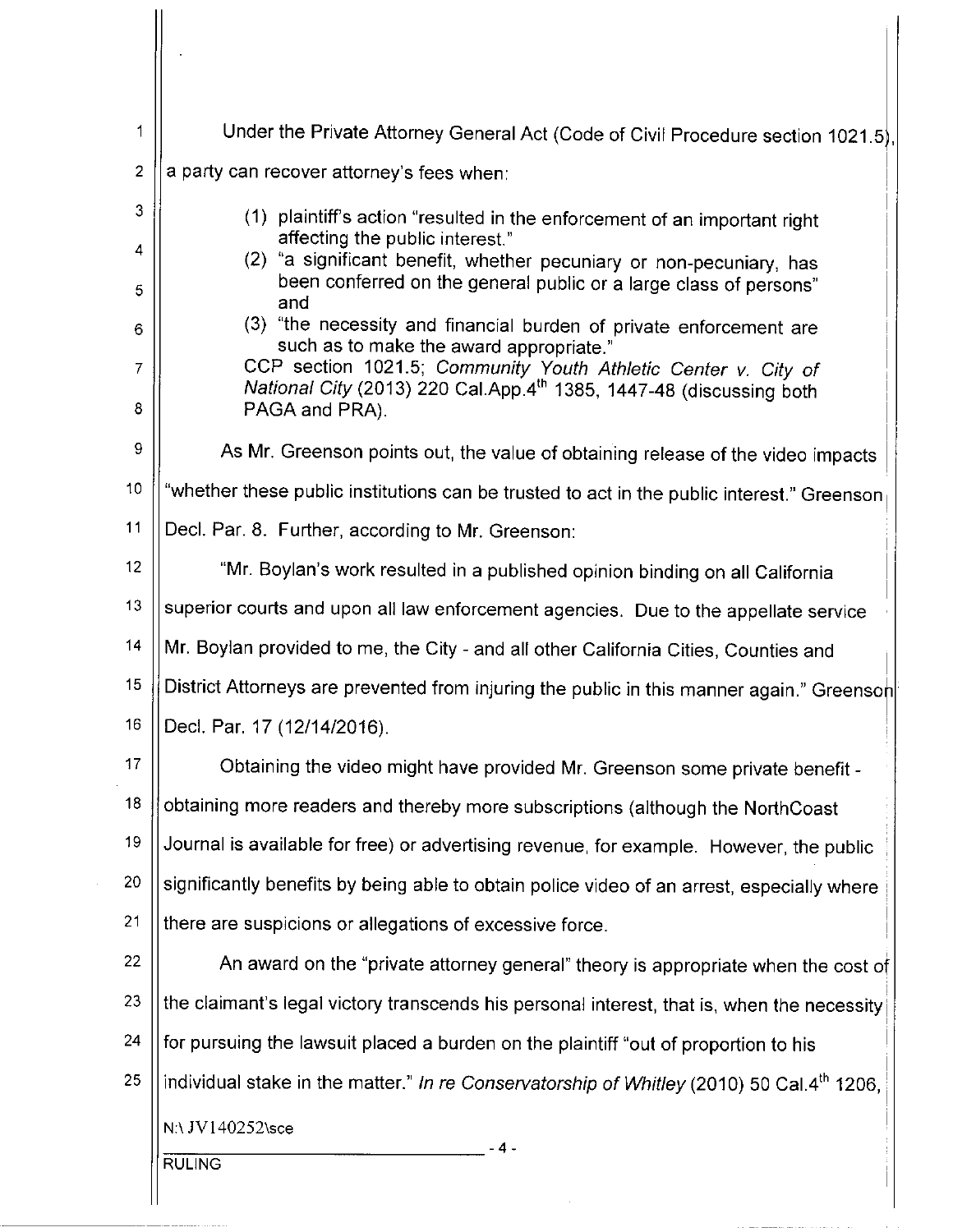Under the Private Attorney General Act (Code of Civil Procedure section 1021.5), a party can recover attorney's fees when:

> (1) plaintiff's action "resulted in the enforcement of an important right affecting the public interest."
> (2) "a significant benefit, whether pecuniary or non-pecuniary, has been conferred on the general public or a large class of persons" and
> (3) "the necessity and financial burden of private enforcement are such as to make the award appropriate."
>
> CCP section 1021.5; *Community Youth Athletic Center v. City of National City* (2013) 220 Cal.App.4th 1385, 1447-48 (discussing both PAGA and PRA).

As Mr. Greenson points out, the value of obtaining release of the video impacts "whether these public institutions can be trusted to act in the public interest." Greenson Decl. Par. 8. Further, according to Mr. Greenson:

"Mr. Boylan's work resulted in a published opinion binding on all California superior courts and upon all law enforcement agencies. Due to the appellate service Mr. Boylan provided to me, the City - and all other California Cities, Counties and District Attorneys are prevented from injuring the public in this manner again." Greenson Decl. Par. 17 (12/14/2016).

Obtaining the video might have provided Mr. Greenson some private benefit - obtaining more readers and thereby more subscriptions (although the NorthCoast Journal is available for free) or advertising revenue, for example. However, the public significantly benefits by being able to obtain police video of an arrest, especially where there are suspicions or allegations of excessive force.

An award on the "private attorney general" theory is appropriate when the cost of the claimant's legal victory transcends his personal interest, that is, when the necessity for pursuing the lawsuit placed a burden on the plaintiff "out of proportion to his individual stake in the matter." *In re Conservatorship of Whitley* (2010) 50 Cal.4th 1206,

N:\JV140252\sce

RULING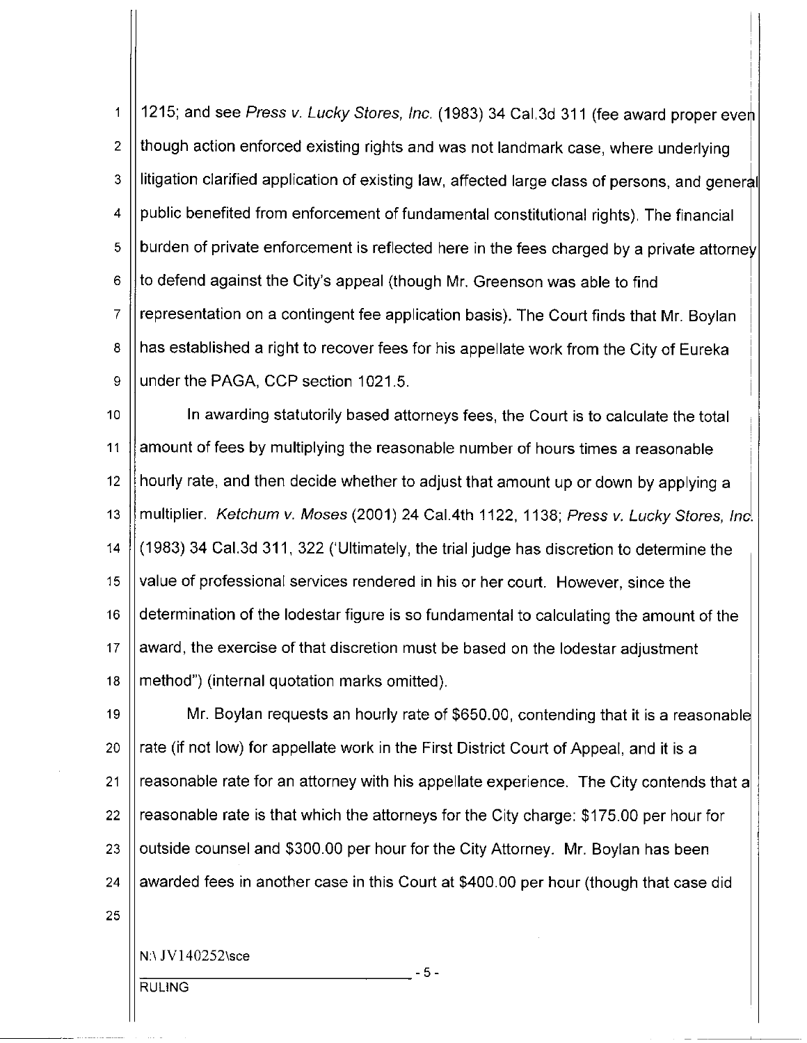1215; and see *Press v. Lucky Stores, Inc.* (1983) 34 Cal.3d 311 (fee award proper even though action enforced existing rights and was not landmark case, where underlying litigation clarified application of existing law, affected large class of persons, and general public benefited from enforcement of fundamental constitutional rights). The financial burden of private enforcement is reflected here in the fees charged by a private attorney to defend against the City's appeal (though Mr. Greenson was able to find representation on a contingent fee application basis). The Court finds that Mr. Boylan has established a right to recover fees for his appellate work from the City of Eureka under the PAGA, CCP section 1021.5.

In awarding statutorily based attorneys fees, the Court is to calculate the total amount of fees by multiplying the reasonable number of hours times a reasonable hourly rate, and then decide whether to adjust that amount up or down by applying a multiplier. *Ketchum v. Moses* (2001) 24 Cal.4th 1122, 1138; *Press v. Lucky Stores, Inc.* (1983) 34 Cal.3d 311, 322 ('Ultimately, the trial judge has discretion to determine the value of professional services rendered in his or her court. However, since the determination of the lodestar figure is so fundamental to calculating the amount of the award, the exercise of that discretion must be based on the lodestar adjustment method") (internal quotation marks omitted).

Mr. Boylan requests an hourly rate of $650.00, contending that it is a reasonable rate (if not low) for appellate work in the First District Court of Appeal, and it is a reasonable rate for an attorney with his appellate experience. The City contends that a reasonable rate is that which the attorneys for the City charge: $175.00 per hour for outside counsel and $300.00 per hour for the City Attorney. Mr. Boylan has been awarded fees in another case in this Court at $400.00 per hour (though that case did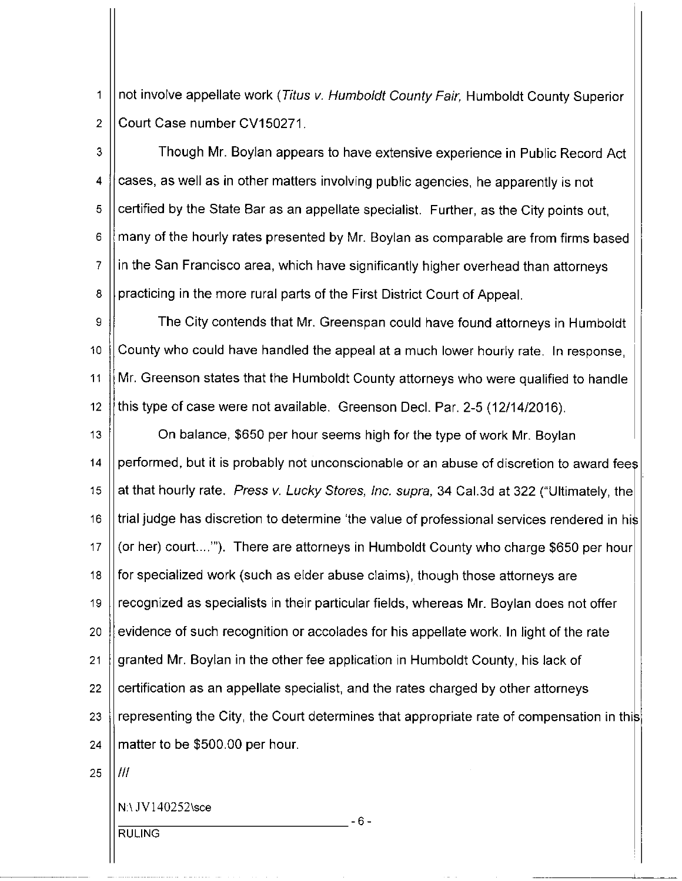not involve appellate work (*Titus v. Humboldt County Fair,* Humboldt County Superior Court Case number CV150271.

Though Mr. Boylan appears to have extensive experience in Public Record Act cases, as well as in other matters involving public agencies, he apparently is not certified by the State Bar as an appellate specialist. Further, as the City points out, many of the hourly rates presented by Mr. Boylan as comparable are from firms based in the San Francisco area, which have significantly higher overhead than attorneys practicing in the more rural parts of the First District Court of Appeal.

The City contends that Mr. Greenspan could have found attorneys in Humboldt County who could have handled the appeal at a much lower hourly rate. In response, Mr. Greenson states that the Humboldt County attorneys who were qualified to handle this type of case were not available. Greenson Decl. Par. 2-5 (12/14/2016).

On balance, $650 per hour seems high for the type of work Mr. Boylan performed, but it is probably not unconscionable or an abuse of discretion to award fees at that hourly rate. *Press v. Lucky Stores, Inc. supra,* 34 Cal.3d at 322 ("Ultimately, the trial judge has discretion to determine 'the value of professional services rendered in his (or her) court....'"). There are attorneys in Humboldt County who charge $650 per hour for specialized work (such as elder abuse claims), though those attorneys are recognized as specialists in their particular fields, whereas Mr. Boylan does not offer evidence of such recognition or accolades for his appellate work. In light of the rate granted Mr. Boylan in the other fee application in Humboldt County, his lack of certification as an appellate specialist, and the rates charged by other attorneys representing the City, the Court determines that appropriate rate of compensation in this matter to be $500.00 per hour.

///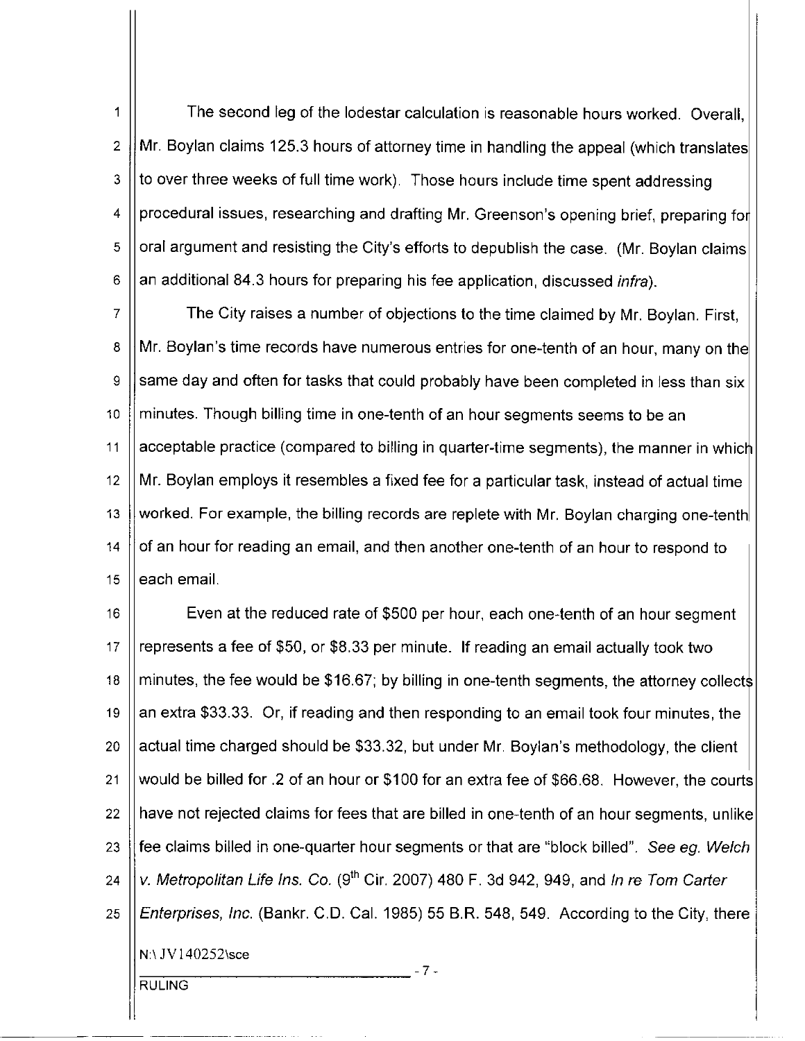The second leg of the lodestar calculation is reasonable hours worked. Overall, Mr. Boylan claims 125.3 hours of attorney time in handling the appeal (which translates to over three weeks of full time work). Those hours include time spent addressing procedural issues, researching and drafting Mr. Greenson's opening brief, preparing for oral argument and resisting the City's efforts to depublish the case. (Mr. Boylan claims an additional 84.3 hours for preparing his fee application, discussed *infra*).

The City raises a number of objections to the time claimed by Mr. Boylan. First, Mr. Boylan's time records have numerous entries for one-tenth of an hour, many on the same day and often for tasks that could probably have been completed in less than six minutes. Though billing time in one-tenth of an hour segments seems to be an acceptable practice (compared to billing in quarter-time segments), the manner in which Mr. Boylan employs it resembles a fixed fee for a particular task, instead of actual time worked. For example, the billing records are replete with Mr. Boylan charging one-tenth of an hour for reading an email, and then another one-tenth of an hour to respond to each email.

Even at the reduced rate of $500 per hour, each one-tenth of an hour segment represents a fee of $50, or $8.33 per minute. If reading an email actually took two minutes, the fee would be $16.67; by billing in one-tenth segments, the attorney collects an extra $33.33. Or, if reading and then responding to an email took four minutes, the actual time charged should be $33.32, but under Mr. Boylan's methodology, the client would be billed for .2 of an hour or $100 for an extra fee of $66.68. However, the courts have not rejected claims for fees that are billed in one-tenth of an hour segments, unlike fee claims billed in one-quarter hour segments or that are "block billed". *See eg. Welch v. Metropolitan Life Ins. Co.* (9th Cir. 2007) 480 F. 3d 942, 949, and *In re Tom Carter Enterprises, Inc.* (Bankr. C.D. Cal. 1985) 55 B.R. 548, 549. According to the City, there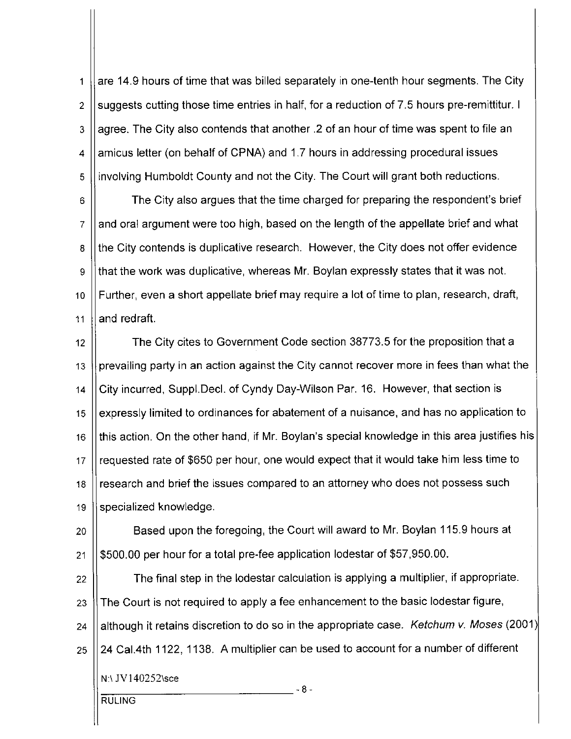are 14.9 hours of time that was billed separately in one-tenth hour segments. The City suggests cutting those time entries in half, for a reduction of 7.5 hours pre-remittitur. I agree. The City also contends that another .2 of an hour of time was spent to file an amicus letter (on behalf of CPNA) and 1.7 hours in addressing procedural issues involving Humboldt County and not the City. The Court will grant both reductions.

The City also argues that the time charged for preparing the respondent's brief and oral argument were too high, based on the length of the appellate brief and what the City contends is duplicative research. However, the City does not offer evidence that the work was duplicative, whereas Mr. Boylan expressly states that it was not. Further, even a short appellate brief may require a lot of time to plan, research, draft, and redraft.

The City cites to Government Code section 38773.5 for the proposition that a prevailing party in an action against the City cannot recover more in fees than what the City incurred, Suppl.Decl. of Cyndy Day-Wilson Par. 16. However, that section is expressly limited to ordinances for abatement of a nuisance, and has no application to this action. On the other hand, if Mr. Boylan's special knowledge in this area justifies his requested rate of $650 per hour, one would expect that it would take him less time to research and brief the issues compared to an attorney who does not possess such specialized knowledge.

Based upon the foregoing, the Court will award to Mr. Boylan 115.9 hours at $500.00 per hour for a total pre-fee application lodestar of $57,950.00.

The final step in the lodestar calculation is applying a multiplier, if appropriate. The Court is not required to apply a fee enhancement to the basic lodestar figure, although it retains discretion to do so in the appropriate case. *Ketchum v. Moses* (2001) 24 Cal.4th 1122, 1138. A multiplier can be used to account for a number of different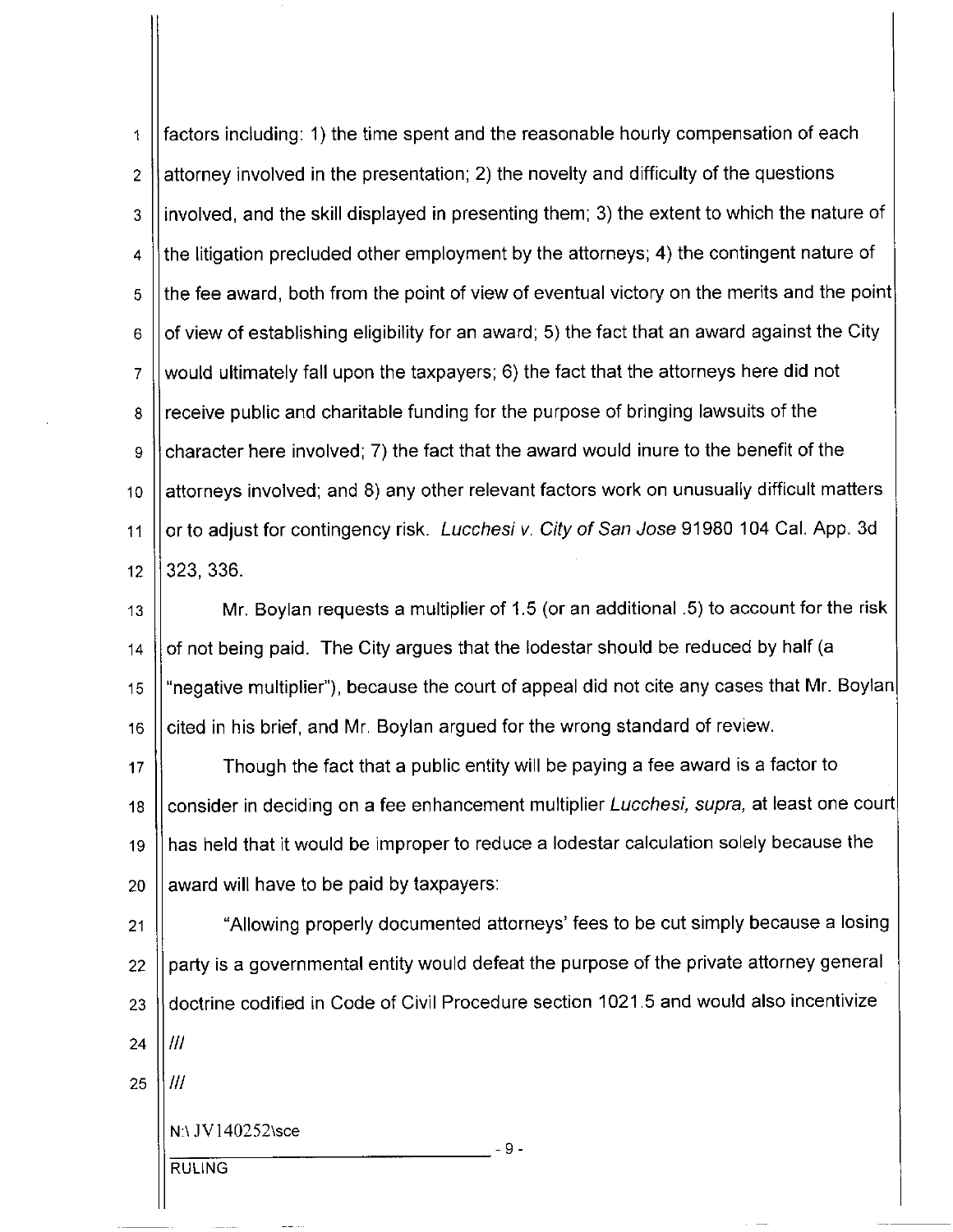factors including: 1) the time spent and the reasonable hourly compensation of each attorney involved in the presentation; 2) the novelty and difficulty of the questions involved, and the skill displayed in presenting them; 3) the extent to which the nature of the litigation precluded other employment by the attorneys; 4) the contingent nature of the fee award, both from the point of view of eventual victory on the merits and the point of view of establishing eligibility for an award; 5) the fact that an award against the City would ultimately fall upon the taxpayers; 6) the fact that the attorneys here did not receive public and charitable funding for the purpose of bringing lawsuits of the character here involved; 7) the fact that the award would inure to the benefit of the attorneys involved; and 8) any other relevant factors work on unusually difficult matters or to adjust for contingency risk. *Lucchesi v. City of San Jose* 91980 104 Cal. App. 3d 323, 336.

Mr. Boylan requests a multiplier of 1.5 (or an additional .5) to account for the risk of not being paid. The City argues that the lodestar should be reduced by half (a "negative multiplier"), because the court of appeal did not cite any cases that Mr. Boylan cited in his brief, and Mr. Boylan argued for the wrong standard of review.

Though the fact that a public entity will be paying a fee award is a factor to consider in deciding on a fee enhancement multiplier *Lucchesi, supra,* at least one court has held that it would be improper to reduce a lodestar calculation solely because the award will have to be paid by taxpayers:

"Allowing properly documented attorneys' fees to be cut simply because a losing party is a governmental entity would defeat the purpose of the private attorney general doctrine codified in Code of Civil Procedure section 1021.5 and would also incentivize

///

///

N:\JV140252\sce

RULING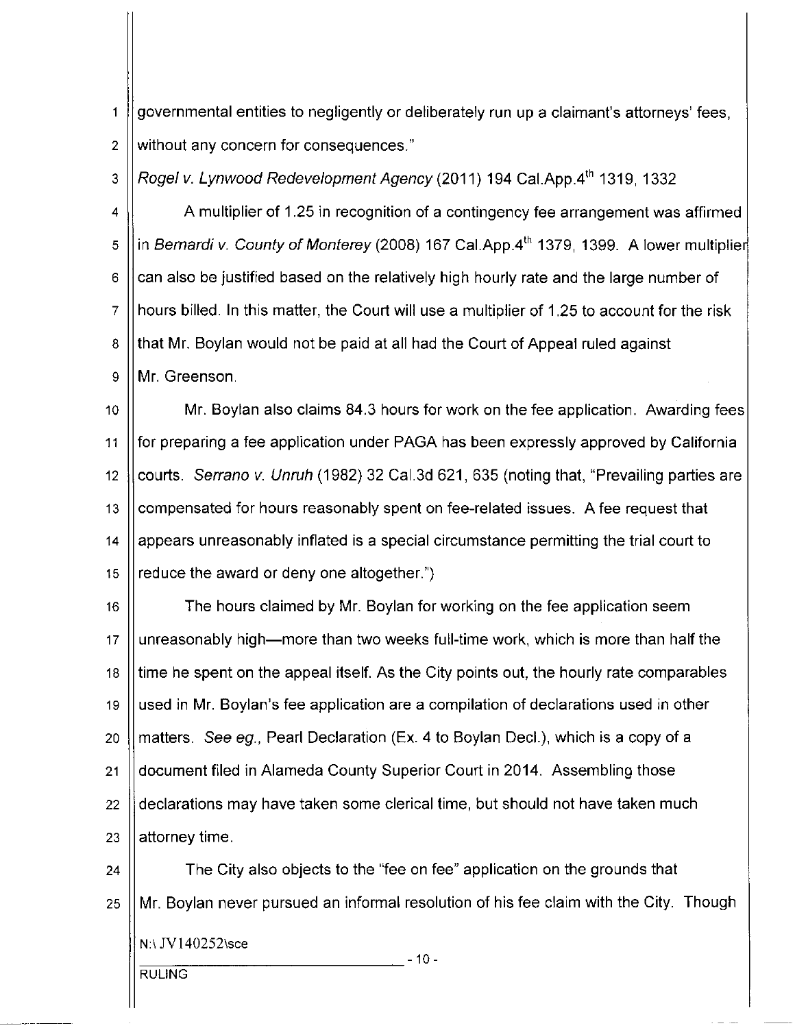governmental entities to negligently or deliberately run up a claimant's attorneys' fees, without any concern for consequences."

*Rogel v. Lynwood Redevelopment Agency* (2011) 194 Cal.App.4th 1319, 1332

A multiplier of 1.25 in recognition of a contingency fee arrangement was affirmed in *Bernardi v. County of Monterey* (2008) 167 Cal.App.4th 1379, 1399. A lower multiplier can also be justified based on the relatively high hourly rate and the large number of hours billed. In this matter, the Court will use a multiplier of 1.25 to account for the risk that Mr. Boylan would not be paid at all had the Court of Appeal ruled against Mr. Greenson.

Mr. Boylan also claims 84.3 hours for work on the fee application. Awarding fees for preparing a fee application under PAGA has been expressly approved by California courts. *Serrano v. Unruh* (1982) 32 Cal.3d 621, 635 (noting that, "Prevailing parties are compensated for hours reasonably spent on fee-related issues. A fee request that appears unreasonably inflated is a special circumstance permitting the trial court to reduce the award or deny one altogether.")

The hours claimed by Mr. Boylan for working on the fee application seem unreasonably high—more than two weeks full-time work, which is more than half the time he spent on the appeal itself. As the City points out, the hourly rate comparables used in Mr. Boylan's fee application are a compilation of declarations used in other matters. *See eg.,* Pearl Declaration (Ex. 4 to Boylan Decl.), which is a copy of a document filed in Alameda County Superior Court in 2014. Assembling those declarations may have taken some clerical time, but should not have taken much attorney time.

The City also objects to the "fee on fee" application on the grounds that Mr. Boylan never pursued an informal resolution of his fee claim with the City. Though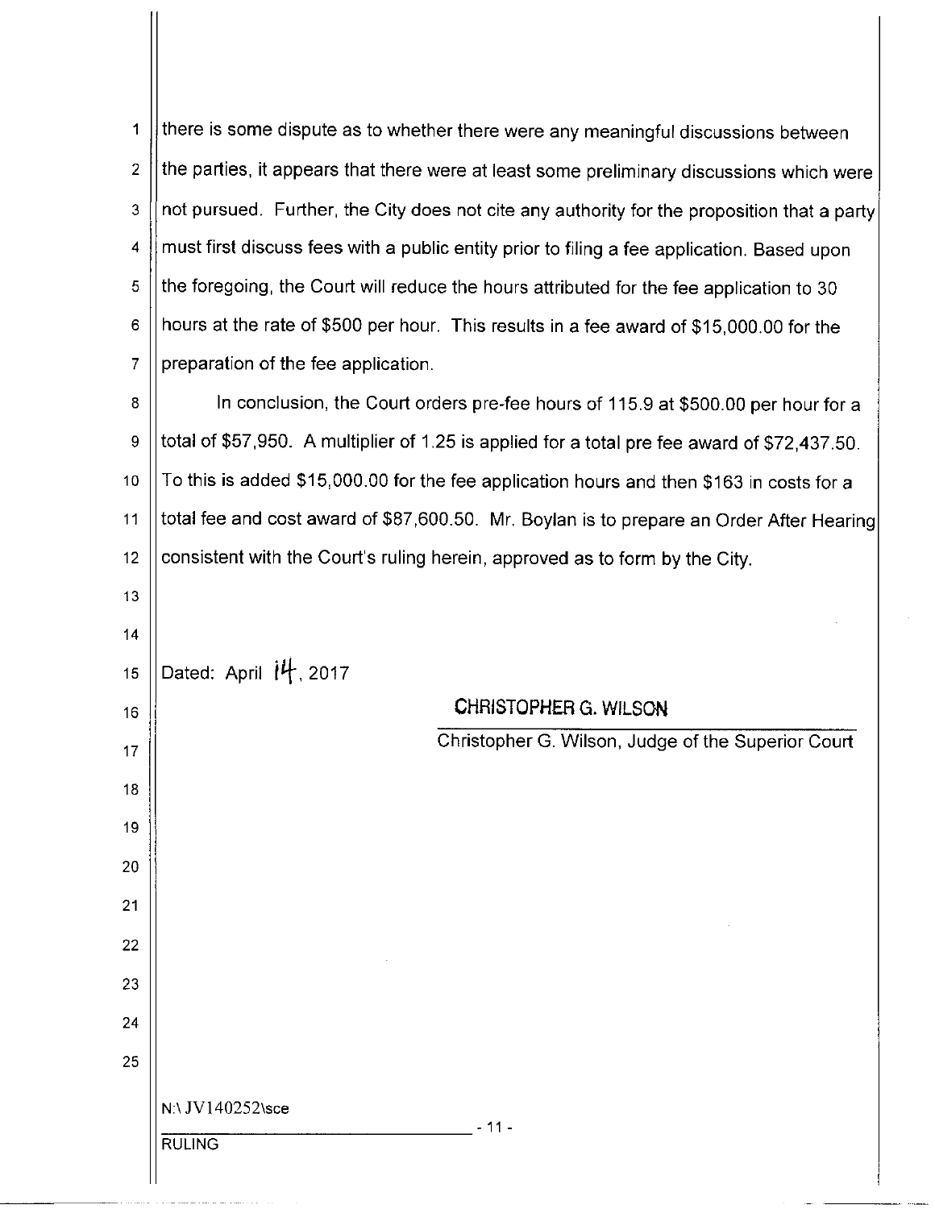there is some dispute as to whether there were any meaningful discussions between the parties, it appears that there were at least some preliminary discussions which were not pursued. Further, the City does not cite any authority for the proposition that a party must first discuss fees with a public entity prior to filing a fee application. Based upon the foregoing, the Court will reduce the hours attributed for the fee application to 30 hours at the rate of $500 per hour. This results in a fee award of $15,000.00 for the preparation of the fee application.

In conclusion, the Court orders pre-fee hours of 115.9 at $500.00 per hour for a total of $57,950. A multiplier of 1.25 is applied for a total pre fee award of $72,437.50. To this is added $15,000.00 for the fee application hours and then $163 in costs for a total fee and cost award of $87,600.50. Mr. Boylan is to prepare an Order After Hearing consistent with the Court's ruling herein, approved as to form by the City.

Dated: April 14, 2017

CHRISTOPHER G. WILSON

Christopher G. Wilson, Judge of the Superior Court

N:\JV140252\sce

RULING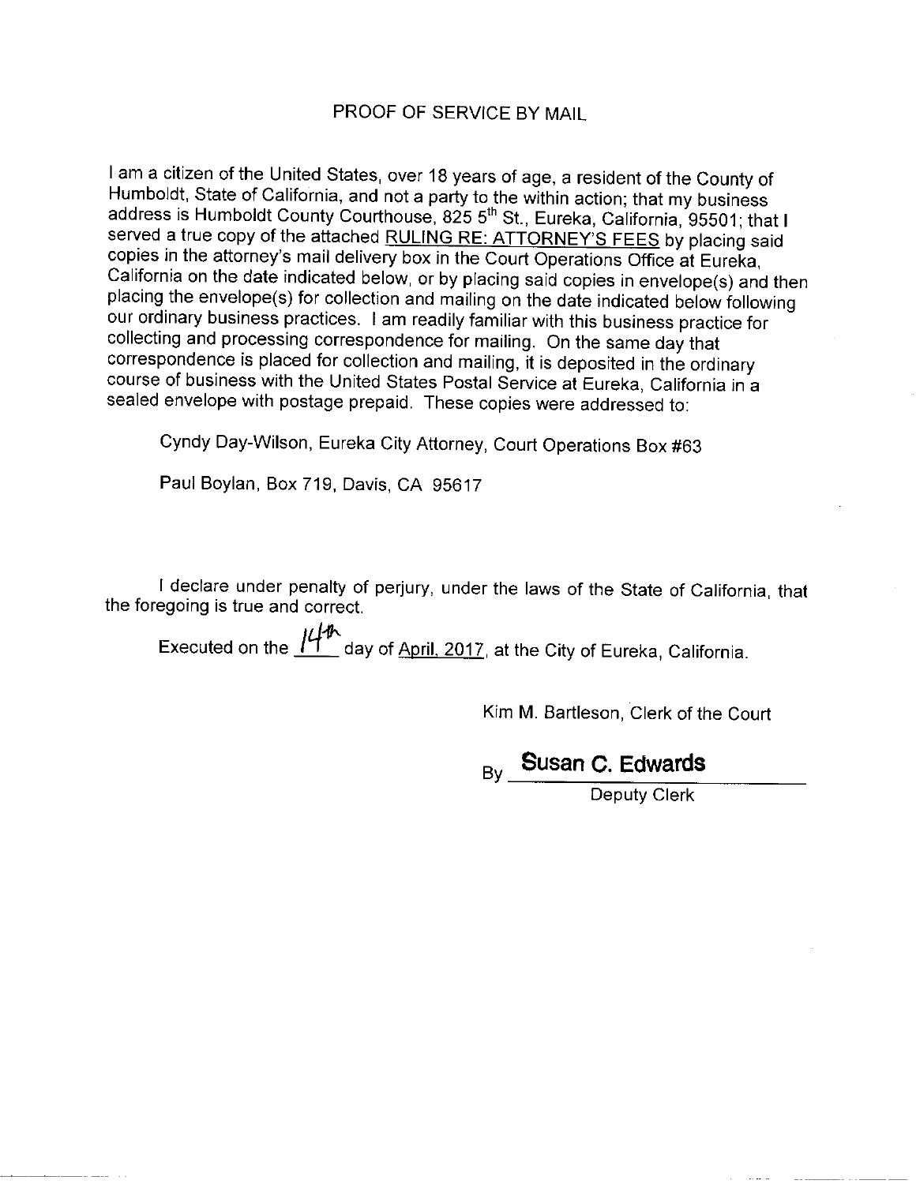# PROOF OF SERVICE BY MAIL

I am a citizen of the United States, over 18 years of age, a resident of the County of Humboldt, State of California, and not a party to the within action; that my business address is Humboldt County Courthouse, 825 5th St., Eureka, California, 95501; that I served a true copy of the attached RULING RE: ATTORNEY'S FEES by placing said copies in the attorney's mail delivery box in the Court Operations Office at Eureka, California on the date indicated below, or by placing said copies in envelope(s) and then placing the envelope(s) for collection and mailing on the date indicated below following our ordinary business practices. I am readily familiar with this business practice for collecting and processing correspondence for mailing. On the same day that correspondence is placed for collection and mailing, it is deposited in the ordinary course of business with the United States Postal Service at Eureka, California in a sealed envelope with postage prepaid. These copies were addressed to:

Cyndy Day-Wilson, Eureka City Attorney, Court Operations Box #63

Paul Boylan, Box 719, Davis, CA 95617

I declare under penalty of perjury, under the laws of the State of California, that the foregoing is true and correct.

Executed on the 14th day of April, 2017, at the City of Eureka, California.

Kim M. Bartleson, Clerk of the Court

By **Susan C. Edwards**
Deputy Clerk